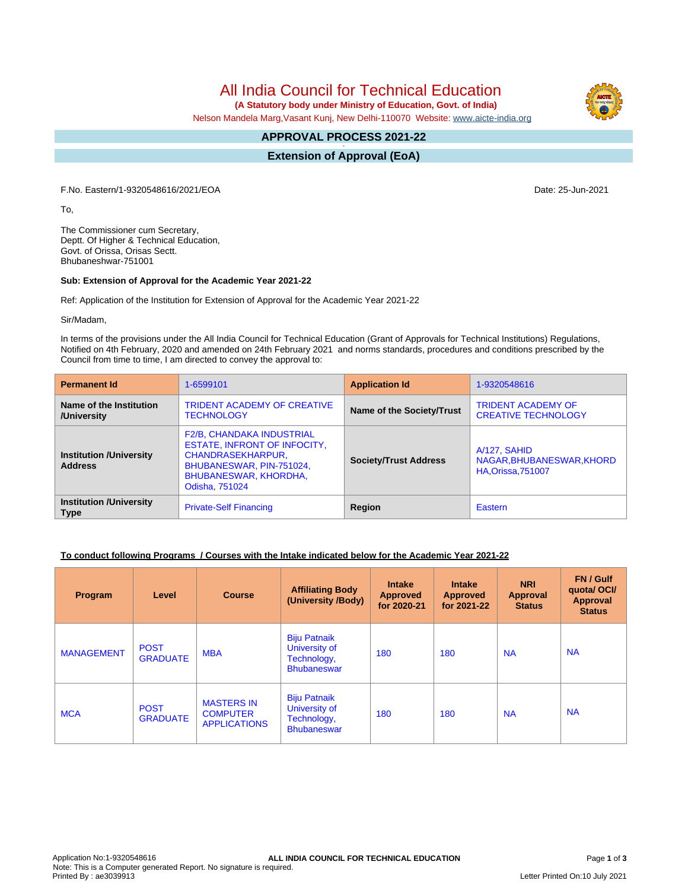# All India Council for Technical Education

**(A Statutory body under Ministry of Education, Govt. of India)**

Nelson Mandela Marg,Vasant Kunj, New Delhi-110070 Website: www.aicte-india.org

## APPROVAL PROCESS 2021-22

## Extension of Approval (EoA)

F.No. Eastern/1-9320548616/2021/EOA

Date: 25-Jun-2021

To,

The Commissioner cum Secretary,
Deptt. Of Higher & Technical Education,
Govt. of Orissa, Orisas Sectt.
Bhubaneshwar-751001

**Sub: Extension of Approval for the Academic Year 2021-22**

Ref: Application of the Institution for Extension of Approval for the Academic Year 2021-22

Sir/Madam,

In terms of the provisions under the All India Council for Technical Education (Grant of Approvals for Technical Institutions) Regulations, Notified on 4th February, 2020 and amended on 24th February 2021 and norms standards, procedures and conditions prescribed by the Council from time to time, I am directed to convey the approval to:

| **Permanent Id** | 1-6599101 | **Application Id** | 1-9320548616 |
|---|---|---|---|
| **Name of the Institution /University** | TRIDENT ACADEMY OF CREATIVE TECHNOLOGY | **Name of the Society/Trust** | TRIDENT ACADEMY OF CREATIVE TECHNOLOGY |
| **Institution /University Address** | F2/B, CHANDAKA INDUSTRIAL ESTATE, INFRONT OF INFOCITY, CHANDRASEKHARPUR, BHUBANESWAR, PIN-751024, BHUBANESWAR, KHORDHA, Odisha, 751024 | **Society/Trust Address** | A/127, SAHID NAGAR,BHUBANESWAR,KHORDHA,Orissa,751007 |
| **Institution /University Type** | Private-Self Financing | **Region** | Eastern |

**To conduct following Programs / Courses with the Intake indicated below for the Academic Year 2021-22**

| Program | Level | Course | Affiliating Body (University /Body) | Intake Approved for 2020-21 | Intake Approved for 2021-22 | NRI Approval Status | FN / Gulf quota/ OCI/ Approval Status |
|---|---|---|---|---|---|---|---|
| MANAGEMENT | POST GRADUATE | MBA | Biju Patnaik University of Technology, Bhubaneswar | 180 | 180 | NA | NA |
| MCA | POST GRADUATE | MASTERS IN COMPUTER APPLICATIONS | Biju Patnaik University of Technology, Bhubaneswar | 180 | 180 | NA | NA |

Application No:1-9320548616
Note: This is a Computer generated Report. No signature is required.
Printed By : ae3039913

Letter Printed On:10 July 2021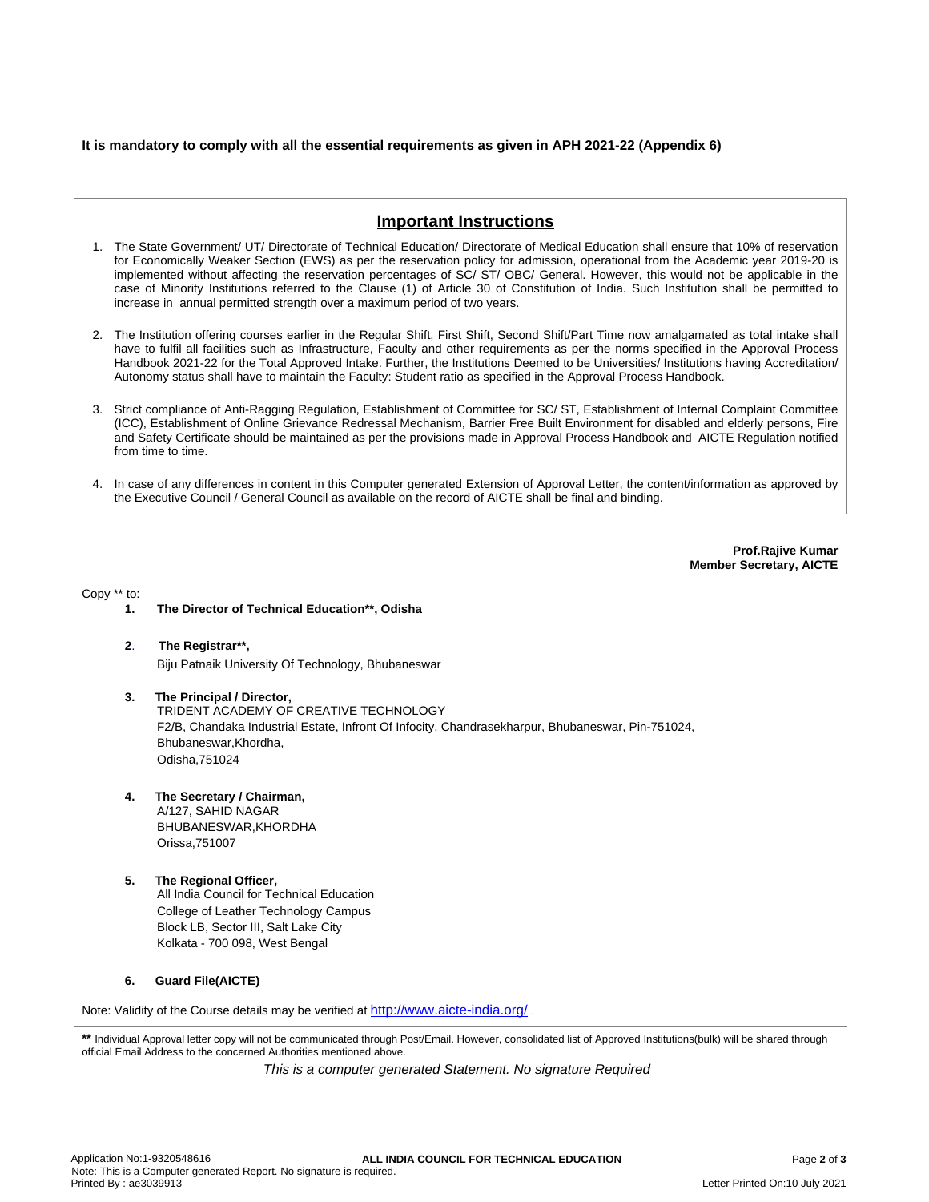**It is mandatory to comply with all the essential requirements as given in APH 2021-22 (Appendix 6)**

## Important Instructions

1. The State Government/ UT/ Directorate of Technical Education/ Directorate of Medical Education shall ensure that 10% of reservation for Economically Weaker Section (EWS) as per the reservation policy for admission, operational from the Academic year 2019-20 is implemented without affecting the reservation percentages of SC/ ST/ OBC/ General. However, this would not be applicable in the case of Minority Institutions referred to the Clause (1) of Article 30 of Constitution of India. Such Institution shall be permitted to increase in annual permitted strength over a maximum period of two years.

2. The Institution offering courses earlier in the Regular Shift, First Shift, Second Shift/Part Time now amalgamated as total intake shall have to fulfil all facilities such as Infrastructure, Faculty and other requirements as per the norms specified in the Approval Process Handbook 2021-22 for the Total Approved Intake. Further, the Institutions Deemed to be Universities/ Institutions having Accreditation/ Autonomy status shall have to maintain the Faculty: Student ratio as specified in the Approval Process Handbook.

3. Strict compliance of Anti-Ragging Regulation, Establishment of Committee for SC/ ST, Establishment of Internal Complaint Committee (ICC), Establishment of Online Grievance Redressal Mechanism, Barrier Free Built Environment for disabled and elderly persons, Fire and Safety Certificate should be maintained as per the provisions made in Approval Process Handbook and AICTE Regulation notified from time to time.

4. In case of any differences in content in this Computer generated Extension of Approval Letter, the content/information as approved by the Executive Council / General Council as available on the record of AICTE shall be final and binding.

**Prof.Rajive Kumar**
**Member Secretary, AICTE**

Copy ** to:

1. **The Director of Technical Education**, Odisha**

2. **The Registrar**,**
   Biju Patnaik University Of Technology, Bhubaneswar

3. **The Principal / Director,**
   TRIDENT ACADEMY OF CREATIVE TECHNOLOGY
   F2/B, Chandaka Industrial Estate, Infront Of Infocity, Chandrasekharpur, Bhubaneswar, Pin-751024,
   Bhubaneswar,Khordha,
   Odisha,751024

4. **The Secretary / Chairman,**
   A/127, SAHID NAGAR
   BHUBANESWAR,KHORDHA
   Orissa,751007

5. **The Regional Officer,**
   All India Council for Technical Education
   College of Leather Technology Campus
   Block LB, Sector III, Salt Lake City
   Kolkata - 700 098, West Bengal

6. **Guard File(AICTE)**

Note: Validity of the Course details may be verified at http://www.aicte-india.org/ .

** Individual Approval letter copy will not be communicated through Post/Email. However, consolidated list of Approved Institutions(bulk) will be shared through official Email Address to the concerned Authorities mentioned above.

*This is a computer generated Statement. No signature Required*

Application No:1-9320548616
Note: This is a Computer generated Report. No signature is required.
Printed By : ae3039913
Letter Printed On:10 July 2021